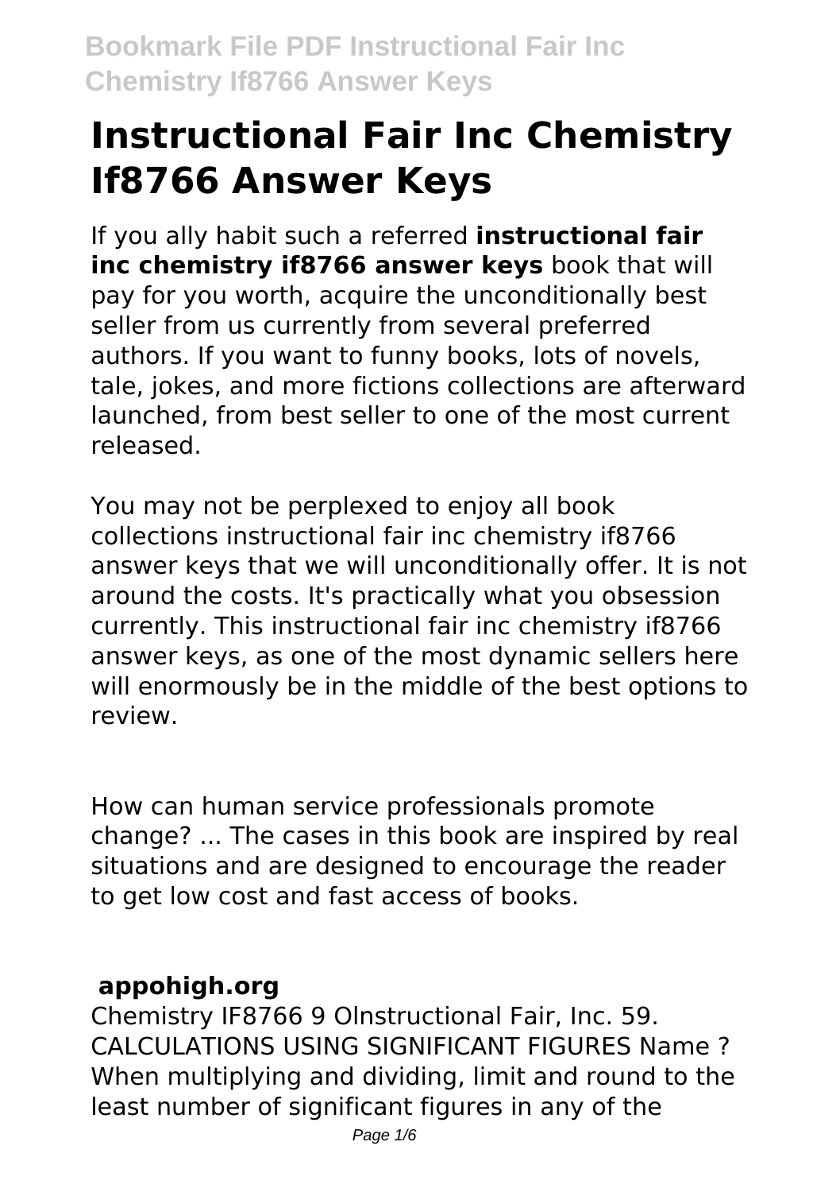# Instructional Fair Inc Chemistry If8766 Answer Keys

If you ally habit such a referred **instructional fair inc chemistry if8766 answer keys** book that will pay for you worth, acquire the unconditionally best seller from us currently from several preferred authors. If you want to funny books, lots of novels, tale, jokes, and more fictions collections are afterward launched, from best seller to one of the most current released.

You may not be perplexed to enjoy all book collections instructional fair inc chemistry if8766 answer keys that we will unconditionally offer. It is not around the costs. It's practically what you obsession currently. This instructional fair inc chemistry if8766 answer keys, as one of the most dynamic sellers here will enormously be in the middle of the best options to review.

How can human service professionals promote change? ... The cases in this book are inspired by real situations and are designed to encourage the reader to get low cost and fast access of books.

## appohigh.org

Chemistry IF8766 9 Olnstructional Fair, Inc. 59. CALCULATIONS USING SIGNIFICANT FIGURES Name ? When multiplying and dividing, limit and round to the least number of significant figures in any of the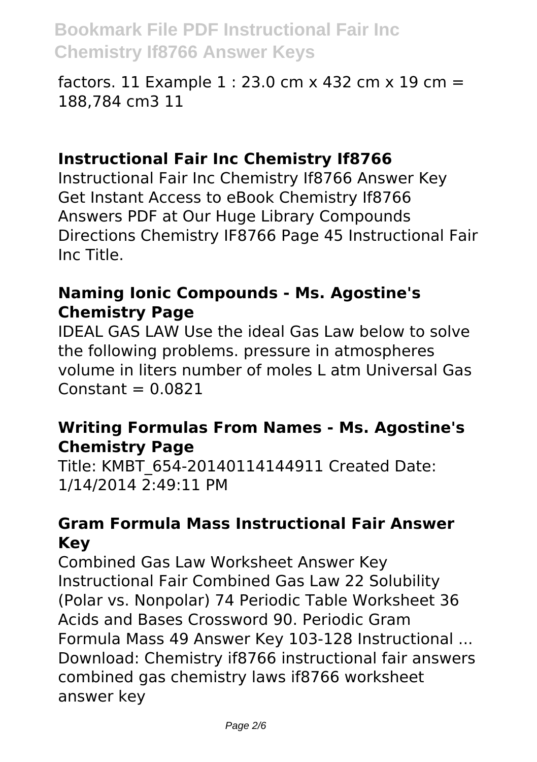factors. 11 Example 1 : 23.0 cm x 432 cm x 19 cm = 188,784 cm3 11

### Instructional Fair Inc Chemistry If8766

Instructional Fair Inc Chemistry If8766 Answer Key Get Instant Access to eBook Chemistry If8766 Answers PDF at Our Huge Library Compounds Directions Chemistry IF8766 Page 45 Instructional Fair Inc Title.

### Naming Ionic Compounds - Ms. Agostine's Chemistry Page

IDEAL GAS LAW Use the ideal Gas Law below to solve the following problems. pressure in atmospheres volume in liters number of moles L atm Universal Gas Constant = 0.0821

### Writing Formulas From Names - Ms. Agostine's Chemistry Page

Title: KMBT_654-20140114144911 Created Date: 1/14/2014 2:49:11 PM

### Gram Formula Mass Instructional Fair Answer Key

Combined Gas Law Worksheet Answer Key Instructional Fair Combined Gas Law 22 Solubility (Polar vs. Nonpolar) 74 Periodic Table Worksheet 36 Acids and Bases Crossword 90. Periodic Gram Formula Mass 49 Answer Key 103-128 Instructional ... Download: Chemistry if8766 instructional fair answers combined gas chemistry laws if8766 worksheet answer key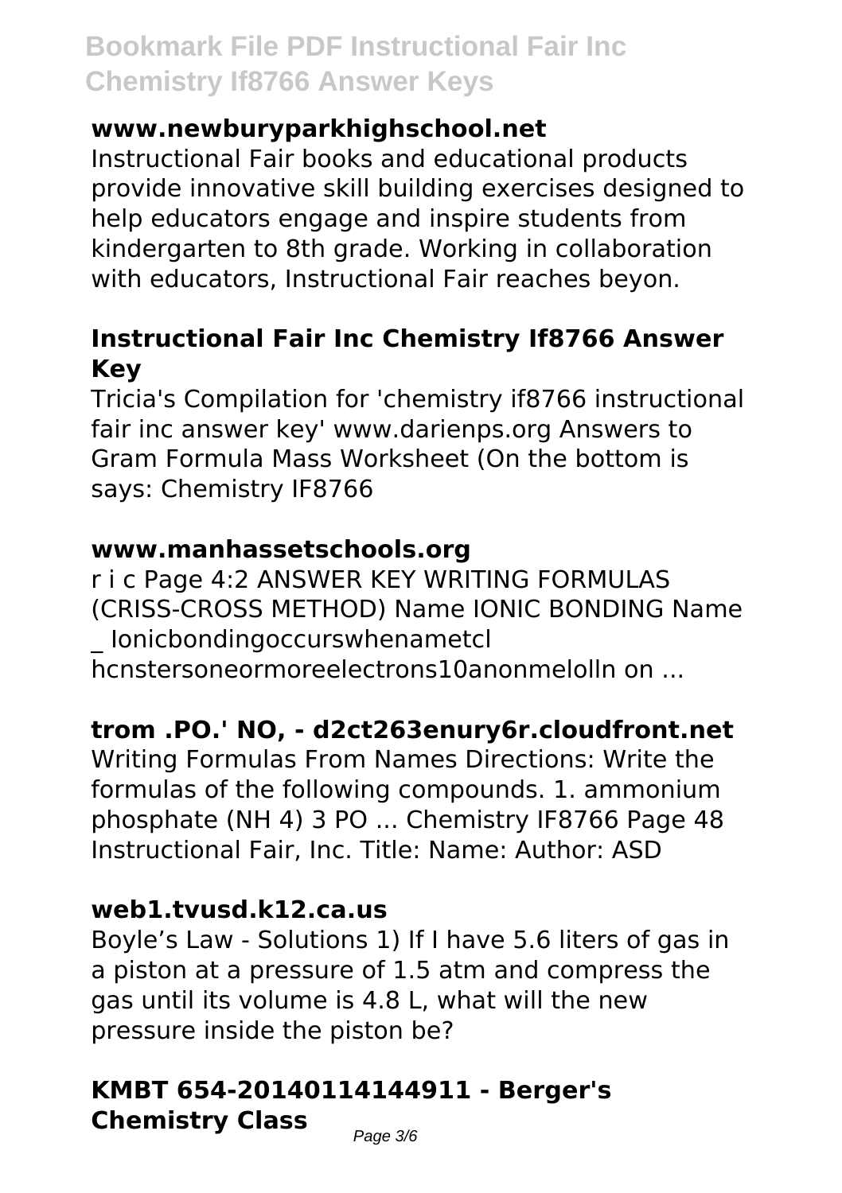### www.newburyparkhighschool.net

Instructional Fair books and educational products provide innovative skill building exercises designed to help educators engage and inspire students from kindergarten to 8th grade. Working in collaboration with educators, Instructional Fair reaches beyon.

### Instructional Fair Inc Chemistry If8766 Answer Key

Tricia's Compilation for 'chemistry if8766 instructional fair inc answer key' www.darienps.org Answers to Gram Formula Mass Worksheet (On the bottom is says: Chemistry IF8766

### www.manhassetschools.org

r i c Page 4:2 ANSWER KEY WRITING FORMULAS (CRISS-CROSS METHOD) Name IONIC BONDING Name _ Ionicbondingoccurswhenametcl hcnstersoneormoreelectrons10anonmelolln on ...

### trom .PO.' NO, - d2ct263enury6r.cloudfront.net

Writing Formulas From Names Directions: Write the formulas of the following compounds. 1. ammonium phosphate $(NH_4)_3PO$ ... Chemistry IF8766 Page 48 Instructional Fair, Inc. Title: Name: Author: ASD

### web1.tvusd.k12.ca.us

Boyle's Law - Solutions 1) If I have 5.6 liters of gas in a piston at a pressure of 1.5 atm and compress the gas until its volume is 4.8 L, what will the new pressure inside the piston be?

### KMBT 654-20140114144911 - Berger's Chemistry Class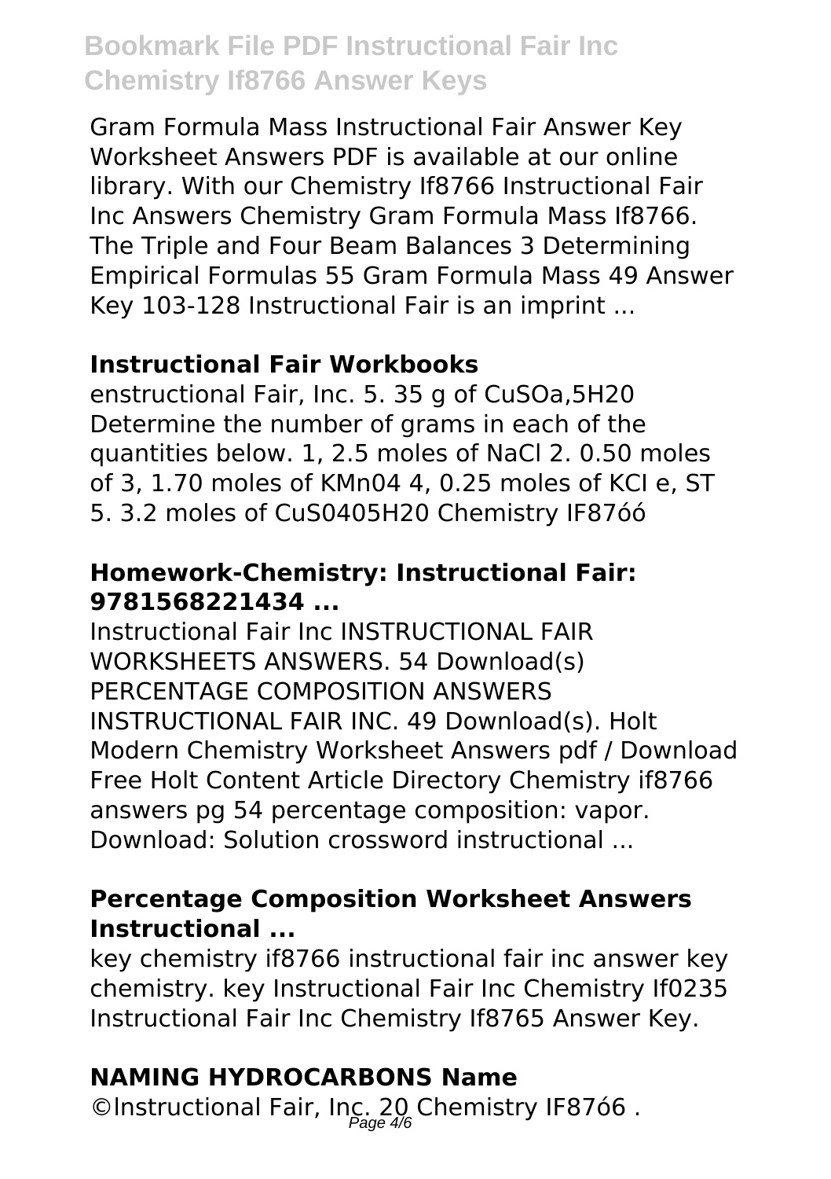Gram Formula Mass Instructional Fair Answer Key Worksheet Answers PDF is available at our online library. With our Chemistry If8766 Instructional Fair Inc Answers Chemistry Gram Formula Mass If8766. The Triple and Four Beam Balances 3 Determining Empirical Formulas 55 Gram Formula Mass 49 Answer Key 103-128 Instructional Fair is an imprint ...

### Instructional Fair Workbooks

enstructional Fair, Inc. 5. 35 g of CuSOa,5H20 Determine the number of grams in each of the quantities below. 1, 2.5 moles of NaCl 2. 0.50 moles of 3, 1.70 moles of KMn04 4, 0.25 moles of KCI e, ST 5. 3.2 moles of CuS0405H20 Chemistry IF87óó

### Homework-Chemistry: Instructional Fair: 9781568221434 ...

Instructional Fair Inc INSTRUCTIONAL FAIR WORKSHEETS ANSWERS. 54 Download(s) PERCENTAGE COMPOSITION ANSWERS INSTRUCTIONAL FAIR INC. 49 Download(s). Holt Modern Chemistry Worksheet Answers pdf / Download Free Holt Content Article Directory Chemistry if8766 answers pg 54 percentage composition: vapor. Download: Solution crossword instructional ...

### Percentage Composition Worksheet Answers Instructional ...

key chemistry if8766 instructional fair inc answer key chemistry. key Instructional Fair Inc Chemistry If0235 Instructional Fair Inc Chemistry If8765 Answer Key.

### NAMING HYDROCARBONS Name

©Instructional Fair, Inc. 20 Chemistry IF8766 .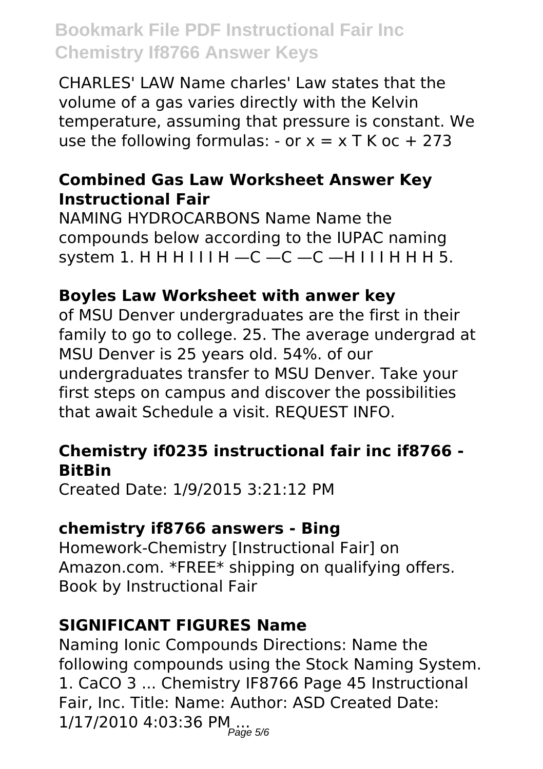CHARLES' LAW Name charles' Law states that the volume of a gas varies directly with the Kelvin temperature, assuming that pressure is constant. We use the following formulas: - or x = x T K oc + 273

### Combined Gas Law Worksheet Answer Key Instructional Fair

NAMING HYDROCARBONS Name Name the compounds below according to the IUPAC naming system 1. H H H I I I H —C —C —C —H I I I H H H 5.

### Boyles Law Worksheet with anwer key

of MSU Denver undergraduates are the first in their family to go to college. 25. The average undergrad at MSU Denver is 25 years old. 54%. of our undergraduates transfer to MSU Denver. Take your first steps on campus and discover the possibilities that await Schedule a visit. REQUEST INFO.

### Chemistry if0235 instructional fair inc if8766 - BitBin

Created Date: 1/9/2015 3:21:12 PM

### chemistry if8766 answers - Bing

Homework-Chemistry [Instructional Fair] on Amazon.com. *FREE* shipping on qualifying offers. Book by Instructional Fair

### SIGNIFICANT FIGURES Name

Naming Ionic Compounds Directions: Name the following compounds using the Stock Naming System. 1. CaCO 3 ... Chemistry IF8766 Page 45 Instructional Fair, Inc. Title: Name: Author: ASD Created Date: 1/17/2010 4:03:36 PM ...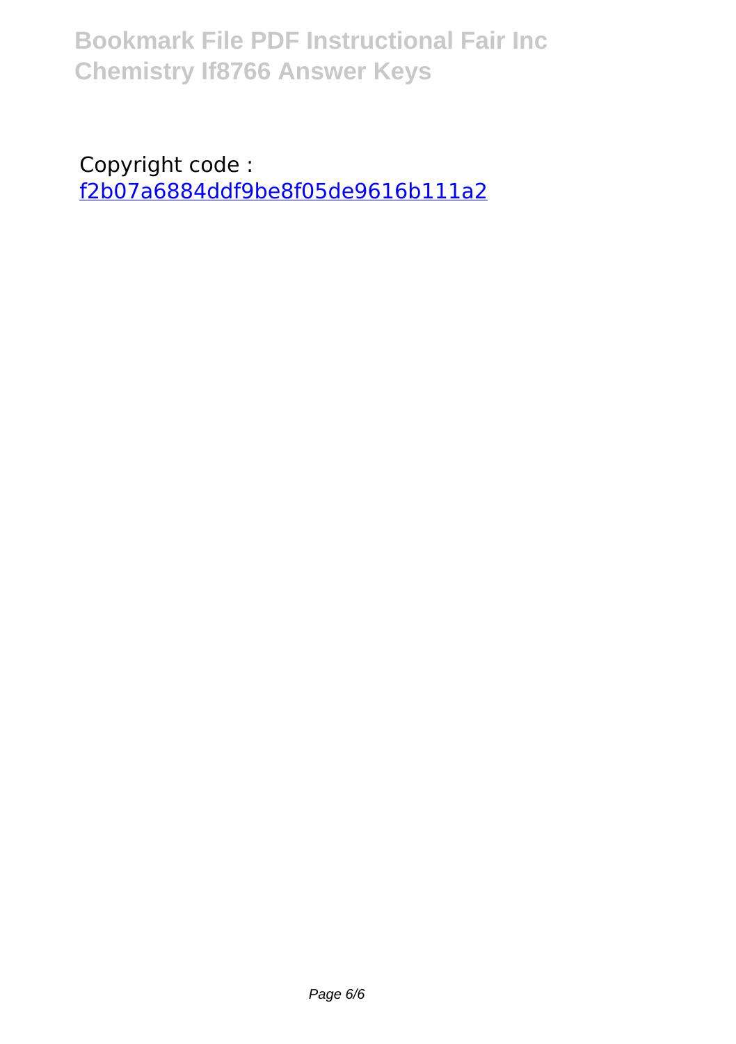Copyright code : [f2b07a6884ddf9be8f05de9616b111a2](f2b07a6884ddf9be8f05de9616b111a2)